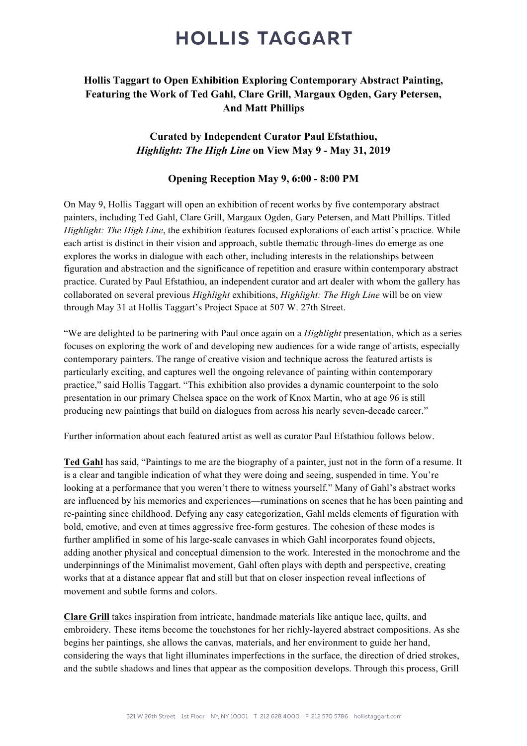# HOLLIS TAGGART

**Hollis Taggart to Open Exhibition Exploring Contemporary Abstract Painting, Featuring the Work of Ted Gahl, Clare Grill, Margaux Ogden, Gary Petersen, And Matt Phillips**

**Curated by Independent Curator Paul Efstathiou,**
***Highlight: The High Line*** **on View May 9 - May 31, 2019**

**Opening Reception May 9, 6:00 - 8:00 PM**

On May 9, Hollis Taggart will open an exhibition of recent works by five contemporary abstract painters, including Ted Gahl, Clare Grill, Margaux Ogden, Gary Petersen, and Matt Phillips. Titled *Highlight: The High Line*, the exhibition features focused explorations of each artist's practice. While each artist is distinct in their vision and approach, subtle thematic through-lines do emerge as one explores the works in dialogue with each other, including interests in the relationships between figuration and abstraction and the significance of repetition and erasure within contemporary abstract practice. Curated by Paul Efstathiou, an independent curator and art dealer with whom the gallery has collaborated on several previous *Highlight* exhibitions, *Highlight: The High Line* will be on view through May 31 at Hollis Taggart's Project Space at 507 W. 27th Street.

"We are delighted to be partnering with Paul once again on a *Highlight* presentation, which as a series focuses on exploring the work of and developing new audiences for a wide range of artists, especially contemporary painters. The range of creative vision and technique across the featured artists is particularly exciting, and captures well the ongoing relevance of painting within contemporary practice," said Hollis Taggart. "This exhibition also provides a dynamic counterpoint to the solo presentation in our primary Chelsea space on the work of Knox Martin, who at age 96 is still producing new paintings that build on dialogues from across his nearly seven-decade career."

Further information about each featured artist as well as curator Paul Efstathiou follows below.

**Ted Gahl** has said, "Paintings to me are the biography of a painter, just not in the form of a resume. It is a clear and tangible indication of what they were doing and seeing, suspended in time. You're looking at a performance that you weren't there to witness yourself." Many of Gahl's abstract works are influenced by his memories and experiences—ruminations on scenes that he has been painting and re-painting since childhood. Defying any easy categorization, Gahl melds elements of figuration with bold, emotive, and even at times aggressive free-form gestures. The cohesion of these modes is further amplified in some of his large-scale canvases in which Gahl incorporates found objects, adding another physical and conceptual dimension to the work. Interested in the monochrome and the underpinnings of the Minimalist movement, Gahl often plays with depth and perspective, creating works that at a distance appear flat and still but that on closer inspection reveal inflections of movement and subtle forms and colors.

**Clare Grill** takes inspiration from intricate, handmade materials like antique lace, quilts, and embroidery. These items become the touchstones for her richly-layered abstract compositions. As she begins her paintings, she allows the canvas, materials, and her environment to guide her hand, considering the ways that light illuminates imperfections in the surface, the direction of dried strokes, and the subtle shadows and lines that appear as the composition develops. Through this process, Grill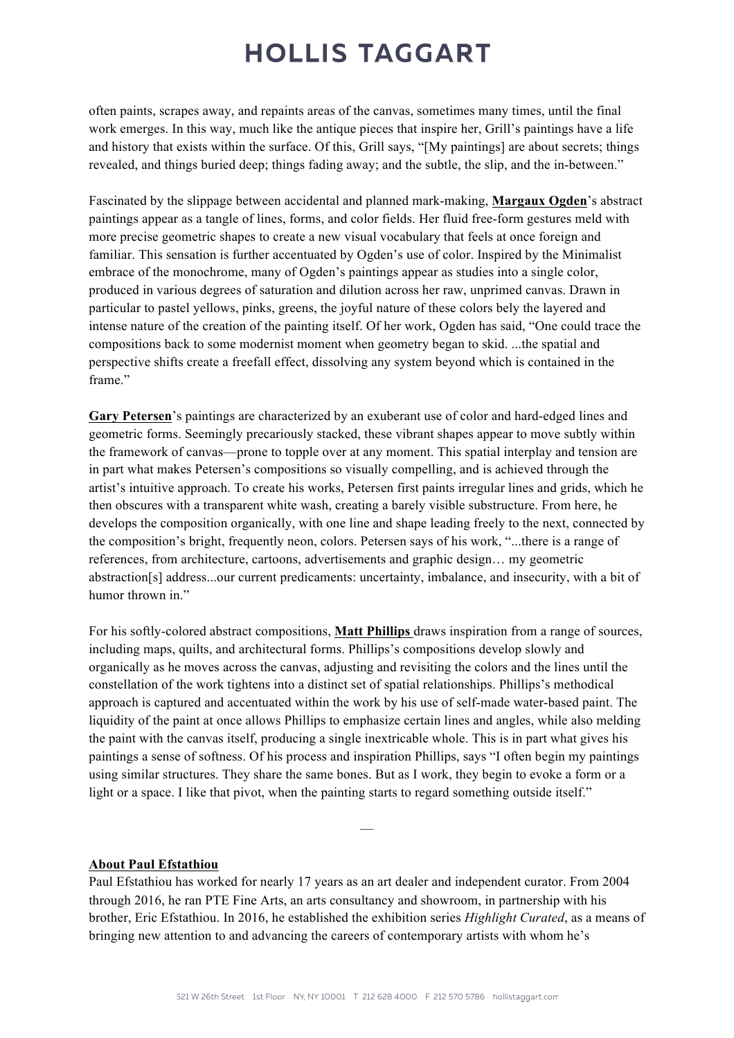often paints, scrapes away, and repaints areas of the canvas, sometimes many times, until the final work emerges. In this way, much like the antique pieces that inspire her, Grill's paintings have a life and history that exists within the surface. Of this, Grill says, "[My paintings] are about secrets; things revealed, and things buried deep; things fading away; and the subtle, the slip, and the in-between."

Fascinated by the slippage between accidental and planned mark-making, **Margaux Ogden**'s abstract paintings appear as a tangle of lines, forms, and color fields. Her fluid free-form gestures meld with more precise geometric shapes to create a new visual vocabulary that feels at once foreign and familiar. This sensation is further accentuated by Ogden's use of color. Inspired by the Minimalist embrace of the monochrome, many of Ogden's paintings appear as studies into a single color, produced in various degrees of saturation and dilution across her raw, unprimed canvas. Drawn in particular to pastel yellows, pinks, greens, the joyful nature of these colors bely the layered and intense nature of the creation of the painting itself. Of her work, Ogden has said, "One could trace the compositions back to some modernist moment when geometry began to skid. ...the spatial and perspective shifts create a freefall effect, dissolving any system beyond which is contained in the frame."

**Gary Petersen**'s paintings are characterized by an exuberant use of color and hard-edged lines and geometric forms. Seemingly precariously stacked, these vibrant shapes appear to move subtly within the framework of canvas—prone to topple over at any moment. This spatial interplay and tension are in part what makes Petersen's compositions so visually compelling, and is achieved through the artist's intuitive approach. To create his works, Petersen first paints irregular lines and grids, which he then obscures with a transparent white wash, creating a barely visible substructure. From here, he develops the composition organically, with one line and shape leading freely to the next, connected by the composition's bright, frequently neon, colors. Petersen says of his work, "...there is a range of references, from architecture, cartoons, advertisements and graphic design… my geometric abstraction[s] address...our current predicaments: uncertainty, imbalance, and insecurity, with a bit of humor thrown in."

For his softly-colored abstract compositions, **Matt Phillips** draws inspiration from a range of sources, including maps, quilts, and architectural forms. Phillips's compositions develop slowly and organically as he moves across the canvas, adjusting and revisiting the colors and the lines until the constellation of the work tightens into a distinct set of spatial relationships. Phillips's methodical approach is captured and accentuated within the work by his use of self-made water-based paint. The liquidity of the paint at once allows Phillips to emphasize certain lines and angles, while also melding the paint with the canvas itself, producing a single inextricable whole. This is in part what gives his paintings a sense of softness. Of his process and inspiration Phillips, says "I often begin my paintings using similar structures. They share the same bones. But as I work, they begin to evoke a form or a light or a space. I like that pivot, when the painting starts to regard something outside itself."

—

**About Paul Efstathiou**

Paul Efstathiou has worked for nearly 17 years as an art dealer and independent curator. From 2004 through 2016, he ran PTE Fine Arts, an arts consultancy and showroom, in partnership with his brother, Eric Efstathiou. In 2016, he established the exhibition series *Highlight Curated*, as a means of bringing new attention to and advancing the careers of contemporary artists with whom he's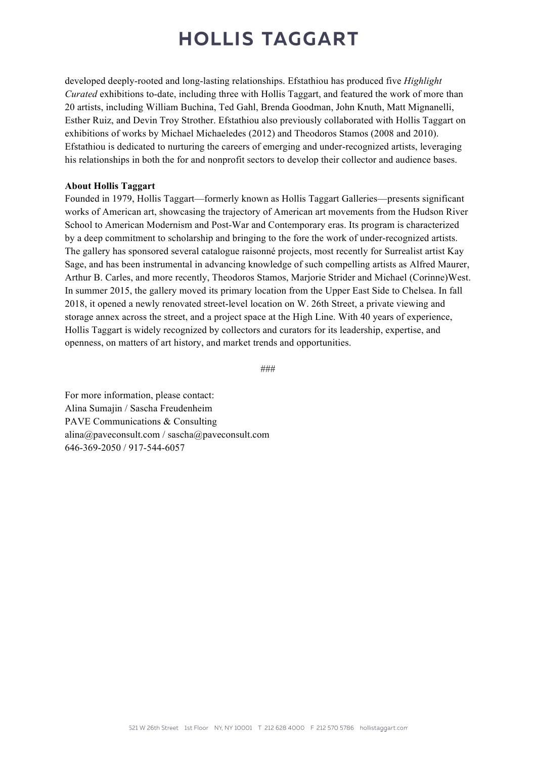developed deeply-rooted and long-lasting relationships. Efstathiou has produced five *Highlight Curated* exhibitions to-date, including three with Hollis Taggart, and featured the work of more than 20 artists, including William Buchina, Ted Gahl, Brenda Goodman, John Knuth, Matt Mignanelli, Esther Ruiz, and Devin Troy Strother. Efstathiou also previously collaborated with Hollis Taggart on exhibitions of works by Michael Michaeledes (2012) and Theodoros Stamos (2008 and 2010). Efstathiou is dedicated to nurturing the careers of emerging and under-recognized artists, leveraging his relationships in both the for and nonprofit sectors to develop their collector and audience bases.

**About Hollis Taggart**

Founded in 1979, Hollis Taggart—formerly known as Hollis Taggart Galleries—presents significant works of American art, showcasing the trajectory of American art movements from the Hudson River School to American Modernism and Post-War and Contemporary eras. Its program is characterized by a deep commitment to scholarship and bringing to the fore the work of under-recognized artists. The gallery has sponsored several catalogue raisonné projects, most recently for Surrealist artist Kay Sage, and has been instrumental in advancing knowledge of such compelling artists as Alfred Maurer, Arthur B. Carles, and more recently, Theodoros Stamos, Marjorie Strider and Michael (Corinne)West. In summer 2015, the gallery moved its primary location from the Upper East Side to Chelsea. In fall 2018, it opened a newly renovated street-level location on W. 26th Street, a private viewing and storage annex across the street, and a project space at the High Line. With 40 years of experience, Hollis Taggart is widely recognized by collectors and curators for its leadership, expertise, and openness, on matters of art history, and market trends and opportunities.

###

For more information, please contact:
Alina Sumajin / Sascha Freudenheim
PAVE Communications & Consulting
alina@paveconsult.com / sascha@paveconsult.com
646-369-2050 / 917-544-6057